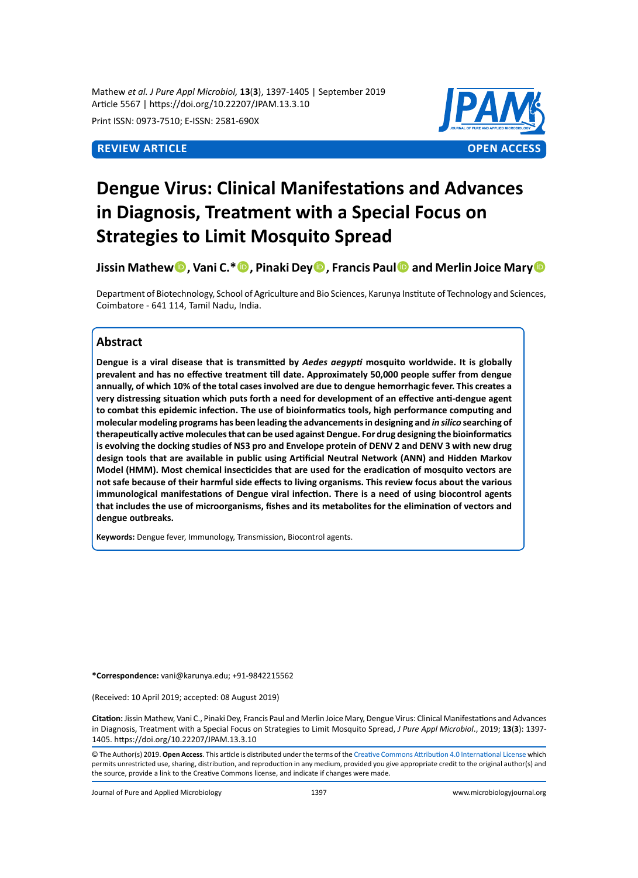Mathew *et al. J Pure Appl Microbiol,* **13**(**3**), 1397-1405 | September 2019
Article 5567 | https://doi.org/10.22207/JPAM.13.3.10

Print ISSN: 0973-7510; E-ISSN: 2581-690X

**REVIEW ARTICLE** **OPEN ACCESS**

# Dengue Virus: Clinical Manifestations and Advances in Diagnosis, Treatment with a Special Focus on Strategies to Limit Mosquito Spread

**Jissin Mathew, Vani C.*, Pinaki Dey, Francis Paul and Merlin Joice Mary**

Department of Biotechnology, School of Agriculture and Bio Sciences, Karunya Institute of Technology and Sciences, Coimbatore - 641 114, Tamil Nadu, India.

## Abstract

**Dengue is a viral disease that is transmitted by *Aedes aegypti* mosquito worldwide. It is globally prevalent and has no effective treatment till date. Approximately 50,000 people suffer from dengue annually, of which 10% of the total cases involved are due to dengue hemorrhagic fever. This creates a very distressing situation which puts forth a need for development of an effective anti-dengue agent to combat this epidemic infection. The use of bioinformatics tools, high performance computing and molecular modeling programs has been leading the advancements in designing and *in silico* searching of therapeutically active molecules that can be used against Dengue. For drug designing the bioinformatics is evolving the docking studies of NS3 pro and Envelope protein of DENV 2 and DENV 3 with new drug design tools that are available in public using Artificial Neutral Network (ANN) and Hidden Markov Model (HMM). Most chemical insecticides that are used for the eradication of mosquito vectors are not safe because of their harmful side effects to living organisms. This review focus about the various immunological manifestations of Dengue viral infection. There is a need of using biocontrol agents that includes the use of microorganisms, fishes and its metabolites for the elimination of vectors and dengue outbreaks.**

**Keywords:** Dengue fever, Immunology, Transmission, Biocontrol agents.

**\*Correspondence:** vani@karunya.edu; +91-9842215562

(Received: 10 April 2019; accepted: 08 August 2019)

**Citation:** Jissin Mathew, Vani C., Pinaki Dey, Francis Paul and Merlin Joice Mary, Dengue Virus: Clinical Manifestations and Advances in Diagnosis, Treatment with a Special Focus on Strategies to Limit Mosquito Spread, *J Pure Appl Microbiol*., 2019; **13**(**3**): 1397-1405. https://doi.org/10.22207/JPAM.13.3.10

© The Author(s) 2019. **Open Access**. This article is distributed under the terms of the Creative Commons Attribution 4.0 International License which permits unrestricted use, sharing, distribution, and reproduction in any medium, provided you give appropriate credit to the original author(s) and the source, provide a link to the Creative Commons license, and indicate if changes were made.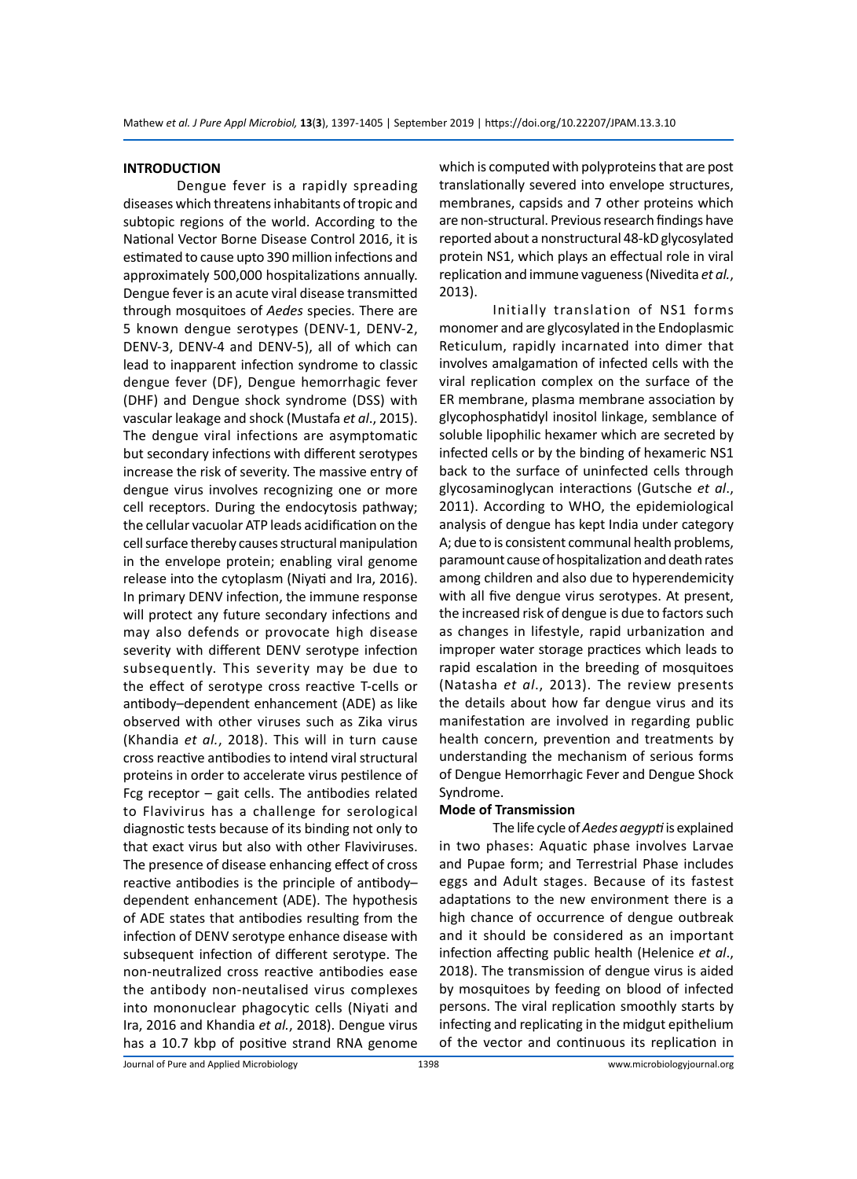## INTRODUCTION

Dengue fever is a rapidly spreading diseases which threatens inhabitants of tropic and subtopic regions of the world. According to the National Vector Borne Disease Control 2016, it is estimated to cause upto 390 million infections and approximately 500,000 hospitalizations annually. Dengue fever is an acute viral disease transmitted through mosquitoes of *Aedes* species. There are 5 known dengue serotypes (DENV-1, DENV-2, DENV-3, DENV-4 and DENV-5), all of which can lead to inapparent infection syndrome to classic dengue fever (DF), Dengue hemorrhagic fever (DHF) and Dengue shock syndrome (DSS) with vascular leakage and shock (Mustafa *et al*., 2015). The dengue viral infections are asymptomatic but secondary infections with different serotypes increase the risk of severity. The massive entry of dengue virus involves recognizing one or more cell receptors. During the endocytosis pathway; the cellular vacuolar ATP leads acidification on the cell surface thereby causes structural manipulation in the envelope protein; enabling viral genome release into the cytoplasm (Niyati and Ira, 2016). In primary DENV infection, the immune response will protect any future secondary infections and may also defends or provocate high disease severity with different DENV serotype infection subsequently. This severity may be due to the effect of serotype cross reactive T-cells or antibody–dependent enhancement (ADE) as like observed with other viruses such as Zika virus (Khandia *et al.*, 2018). This will in turn cause cross reactive antibodies to intend viral structural proteins in order to accelerate virus pestilence of Fcg receptor – gait cells. The antibodies related to Flavivirus has a challenge for serological diagnostic tests because of its binding not only to that exact virus but also with other Flaviviruses. The presence of disease enhancing effect of cross reactive antibodies is the principle of antibody–dependent enhancement (ADE). The hypothesis of ADE states that antibodies resulting from the infection of DENV serotype enhance disease with subsequent infection of different serotype. The non-neutralized cross reactive antibodies ease the antibody non-neutalised virus complexes into mononuclear phagocytic cells (Niyati and Ira, 2016 and Khandia *et al.*, 2018). Dengue virus has a 10.7 kbp of positive strand RNA genome which is computed with polyproteins that are post translationally severed into envelope structures, membranes, capsids and 7 other proteins which are non-structural. Previous research findings have reported about a nonstructural 48-kD glycosylated protein NS1, which plays an effectual role in viral replication and immune vagueness (Nivedita *et al.*, 2013).

Initially translation of NS1 forms monomer and are glycosylated in the Endoplasmic Reticulum, rapidly incarnated into dimer that involves amalgamation of infected cells with the viral replication complex on the surface of the ER membrane, plasma membrane association by glycophosphatidyl inositol linkage, semblance of soluble lipophilic hexamer which are secreted by infected cells or by the binding of hexameric NS1 back to the surface of uninfected cells through glycosaminoglycan interactions (Gutsche *et al*., 2011). According to WHO, the epidemiological analysis of dengue has kept India under category A; due to is consistent communal health problems, paramount cause of hospitalization and death rates among children and also due to hyperendemicity with all five dengue virus serotypes. At present, the increased risk of dengue is due to factors such as changes in lifestyle, rapid urbanization and improper water storage practices which leads to rapid escalation in the breeding of mosquitoes (Natasha *et al*., 2013). The review presents the details about how far dengue virus and its manifestation are involved in regarding public health concern, prevention and treatments by understanding the mechanism of serious forms of Dengue Hemorrhagic Fever and Dengue Shock Syndrome.

### Mode of Transmission

The life cycle of *Aedes aegypti* is explained in two phases: Aquatic phase involves Larvae and Pupae form; and Terrestrial Phase includes eggs and Adult stages. Because of its fastest adaptations to the new environment there is a high chance of occurrence of dengue outbreak and it should be considered as an important infection affecting public health (Helenice *et al*., 2018). The transmission of dengue virus is aided by mosquitoes by feeding on blood of infected persons. The viral replication smoothly starts by infecting and replicating in the midgut epithelium of the vector and continuous its replication in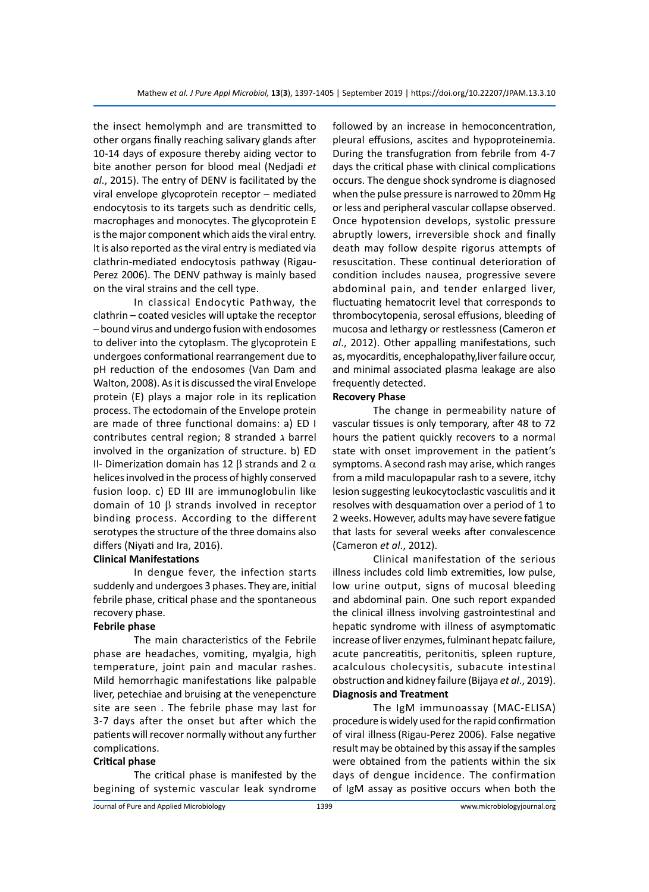the insect hemolymph and are transmitted to other organs finally reaching salivary glands after 10-14 days of exposure thereby aiding vector to bite another person for blood meal (Nedjadi *et al*., 2015). The entry of DENV is facilitated by the viral envelope glycoprotein receptor – mediated endocytosis to its targets such as dendritic cells, macrophages and monocytes. The glycoprotein E is the major component which aids the viral entry. It is also reported as the viral entry is mediated via clathrin-mediated endocytosis pathway (Rigau-Perez 2006). The DENV pathway is mainly based on the viral strains and the cell type.

In classical Endocytic Pathway, the clathrin – coated vesicles will uptake the receptor – bound virus and undergo fusion with endosomes to deliver into the cytoplasm. The glycoprotein E undergoes conformational rearrangement due to pH reduction of the endosomes (Van Dam and Walton, 2008). As it is discussed the viral Envelope protein (E) plays a major role in its replication process. The ectodomain of the Envelope protein are made of three functional domains: a) ED I contributes central region; 8 stranded λ barrel involved in the organization of structure. b) ED II- Dimerization domain has 12 β strands and 2 α helices involved in the process of highly conserved fusion loop. c) ED III are immunoglobulin like domain of 10 β strands involved in receptor binding process. According to the different serotypes the structure of the three domains also differs (Niyati and Ira, 2016).

**Clinical Manifestations**

In dengue fever, the infection starts suddenly and undergoes 3 phases. They are, initial febrile phase, critical phase and the spontaneous recovery phase.

**Febrile phase**

The main characteristics of the Febrile phase are headaches, vomiting, myalgia, high temperature, joint pain and macular rashes. Mild hemorrhagic manifestations like palpable liver, petechiae and bruising at the venepencture site are seen . The febrile phase may last for 3-7 days after the onset but after which the patients will recover normally without any further complications.

**Critical phase**

The critical phase is manifested by the begining of systemic vascular leak syndrome followed by an increase in hemoconcentration, pleural effusions, ascites and hypoproteinemia. During the transfugration from febrile from 4-7 days the critical phase with clinical complications occurs. The dengue shock syndrome is diagnosed when the pulse pressure is narrowed to 20mm Hg or less and peripheral vascular collapse observed. Once hypotension develops, systolic pressure abruptly lowers, irreversible shock and finally death may follow despite rigorus attempts of resuscitation. These continual deterioration of condition includes nausea, progressive severe abdominal pain, and tender enlarged liver, fluctuating hematocrit level that corresponds to thrombocytopenia, serosal effusions, bleeding of mucosa and lethargy or restlessness (Cameron *et al*., 2012). Other appalling manifestations, such as, myocarditis, encephalopathy,liver failure occur, and minimal associated plasma leakage are also frequently detected.

**Recovery Phase**

The change in permeability nature of vascular tissues is only temporary, after 48 to 72 hours the patient quickly recovers to a normal state with onset improvement in the patient's symptoms. A second rash may arise, which ranges from a mild maculopapular rash to a severe, itchy lesion suggesting leukocytoclastic vasculitis and it resolves with desquamation over a period of 1 to 2 weeks. However, adults may have severe fatigue that lasts for several weeks after convalescence (Cameron *et al*., 2012).

Clinical manifestation of the serious illness includes cold limb extremities, low pulse, low urine output, signs of mucosal bleeding and abdominal pain. One such report expanded the clinical illness involving gastrointestinal and hepatic syndrome with illness of asymptomatic increase of liver enzymes, fulminant hepatc failure, acute pancreatitis, peritonitis, spleen rupture, acalculous cholecysitis, subacute intestinal obstruction and kidney failure (Bijaya *et al*., 2019).

**Diagnosis and Treatment**

The IgM immunoassay (MAC-ELISA) procedure is widely used for the rapid confirmation of viral illness (Rigau-Perez 2006). False negative result may be obtained by this assay if the samples were obtained from the patients within the six days of dengue incidence. The confirmation of IgM assay as positive occurs when both the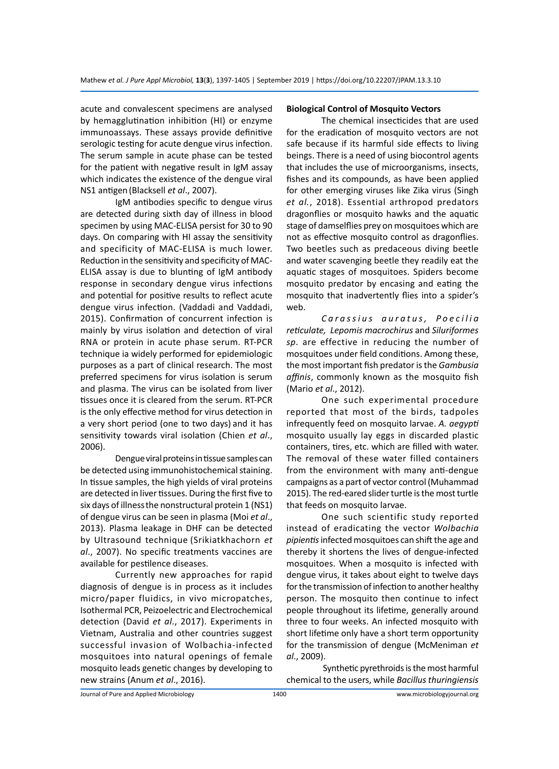acute and convalescent specimens are analysed by hemagglutination inhibition (HI) or enzyme immunoassays. These assays provide definitive serologic testing for acute dengue virus infection. The serum sample in acute phase can be tested for the patient with negative result in IgM assay which indicates the existence of the dengue viral NS1 antigen (Blacksell *et al*., 2007).

IgM antibodies specific to dengue virus are detected during sixth day of illness in blood specimen by using MAC-ELISA persist for 30 to 90 days. On comparing with HI assay the sensitivity and specificity of MAC-ELISA is much lower. Reduction in the sensitivity and specificity of MAC-ELISA assay is due to blunting of IgM antibody response in secondary dengue virus infections and potential for positive results to reflect acute dengue virus infection. (Vaddadi and Vaddadi, 2015). Confirmation of concurrent infection is mainly by virus isolation and detection of viral RNA or protein in acute phase serum. RT-PCR technique ia widely performed for epidemiologic purposes as a part of clinical research. The most preferred specimens for virus isolation is serum and plasma. The virus can be isolated from liver tissues once it is cleared from the serum. RT-PCR is the only effective method for virus detection in a very short period (one to two days) and it has sensitivity towards viral isolation (Chien *et al*., 2006).

Dengue viral proteins in tissue samples can be detected using immunohistochemical staining. In tissue samples, the high yields of viral proteins are detected in liver tissues. During the first five to six days of illness the nonstructural protein 1 (NS1) of dengue virus can be seen in plasma (Moi *et al*., 2013). Plasma leakage in DHF can be detected by Ultrasound technique (Srikiatkhachorn *et al*., 2007). No specific treatments vaccines are available for pestilence diseases.

Currently new approaches for rapid diagnosis of dengue is in process as it includes micro/paper fluidics, in vivo micropatches, Isothermal PCR, Peizoelectric and Electrochemical detection (David *et al*., 2017). Experiments in Vietnam, Australia and other countries suggest successful invasion of Wolbachia-infected mosquitoes into natural openings of female mosquito leads genetic changes by developing to new strains (Anum *et al*., 2016).

**Biological Control of Mosquito Vectors**

The chemical insecticides that are used for the eradication of mosquito vectors are not safe because if its harmful side effects to living beings. There is a need of using biocontrol agents that includes the use of microorganisms, insects, fishes and its compounds, as have been applied for other emerging viruses like Zika virus (Singh *et al.*, 2018). Essential arthropod predators dragonflies or mosquito hawks and the aquatic stage of damselflies prey on mosquitoes which are not as effective mosquito control as dragonflies. Two beetles such as predaceous diving beetle and water scavenging beetle they readily eat the aquatic stages of mosquitoes. Spiders become mosquito predator by encasing and eating the mosquito that inadvertently flies into a spider's web.

*Carassius auratus, Poecilia reticulate, Lepomis macrochirus* and *Siluriformes sp.* are effective in reducing the number of mosquitoes under field conditions. Among these, the most important fish predator is the *Gambusia affinis*, commonly known as the mosquito fish (Mario *et al*., 2012).

One such experimental procedure reported that most of the birds, tadpoles infrequently feed on mosquito larvae. *A. aegypti* mosquito usually lay eggs in discarded plastic containers, tires, etc. which are filled with water. The removal of these water filled containers from the environment with many anti-dengue campaigns as a part of vector control (Muhammad 2015). The red-eared slider turtle is the most turtle that feeds on mosquito larvae.

One such scientific study reported instead of eradicating the vector *Wolbachia pipientis* infected mosquitoes can shift the age and thereby it shortens the lives of dengue-infected mosquitoes. When a mosquito is infected with dengue virus, it takes about eight to twelve days for the transmission of infection to another healthy person. The mosquito then continue to infect people throughout its lifetime, generally around three to four weeks. An infected mosquito with short lifetime only have a short term opportunity for the transmission of dengue (McMeniman *et al*., 2009).

Synthetic pyrethroids is the most harmful chemical to the users, while *Bacillus thuringiensis*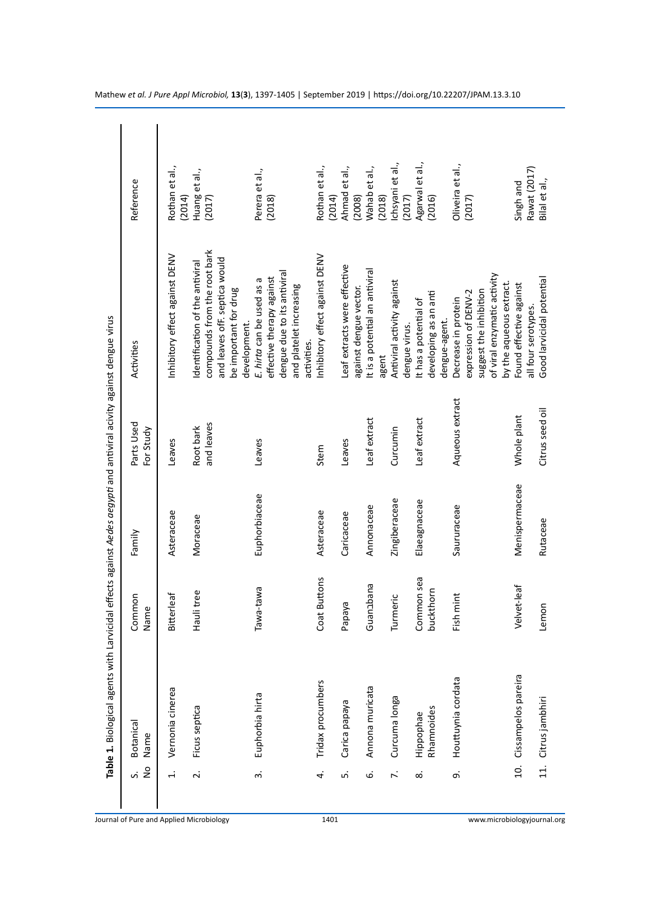**Table 1.** Biological agents with Larvicidal effects against *Aedes aegypti* and antiviral acivity against dengue virus

| S. No | Botanical Name | Common Name | Family | Parts Used For Study | Activities | Reference |
|---|---|---|---|---|---|---|
| 1. | Vernonia cinerea | Bitterleaf | Asteraceae | Leaves | Inhibitory effect against DENV | Rothan et al., (2014) |
| 2. | Ficus septica | Hauli tree | Moraceae | Root bark and leaves | Identification of the antiviral compounds from the root bark and leaves ofF. septica would be important for drug development. | Huang et al., (2017) |
| 3. | Euphorbia hirta | Tawa-tawa | Euphorbiaceae | Leaves | *E. hirta* can be used as a effective therapy against dengue due to its antiviral and platelet increasing activities. | Perera et al., (2018) |
| 4. | Tridax procumbers | Coat Buttons | Asteraceae | Stem | Inhibitory effect against DENV | Rothan et al., (2014) |
| 5. | Carica papaya | Papaya | Caricaceae | Leaves | Leaf extracts were effective against dengue vector. | Ahmad et al., (2008) |
| 6. | Annona muricata | Guanabana | Annonaceae | Leaf extract | It is a potential an antiviral agent | Wahab et al., (2018) |
| 7. | Curcuma longa | Turmeric | Zingiberaceae | Curcumin | Antiviral activity against dengue virus. | Ichsyani et al., (2017) |
| 8. | Hippophae Rhamnoides | Common sea buckthorn | Elaeagnaceae | Leaf extract | It has a potential of developing as an anti dengue-agent. | Agarwal et al., (2016) |
| 9. | Houttuynia cordata | Fish mint | Saururaceae | Aqueous extract | Decrease in protein expression of DENV-2 suggest the inhibition of viral enzymatic activity by the aqueous extract. | Oliveira et al., (2017) |
| 10. | Cissampelos pareira | Velvet-leaf | Menispermaceae | Whole plant | Found effective against all four serotypes. | Singh and Rawat (2017) |
| 11. | Citrus jambhiri | Lemon | Rutaceae | Citrus seed oil | Good larvicidal potential | Bilal et al., |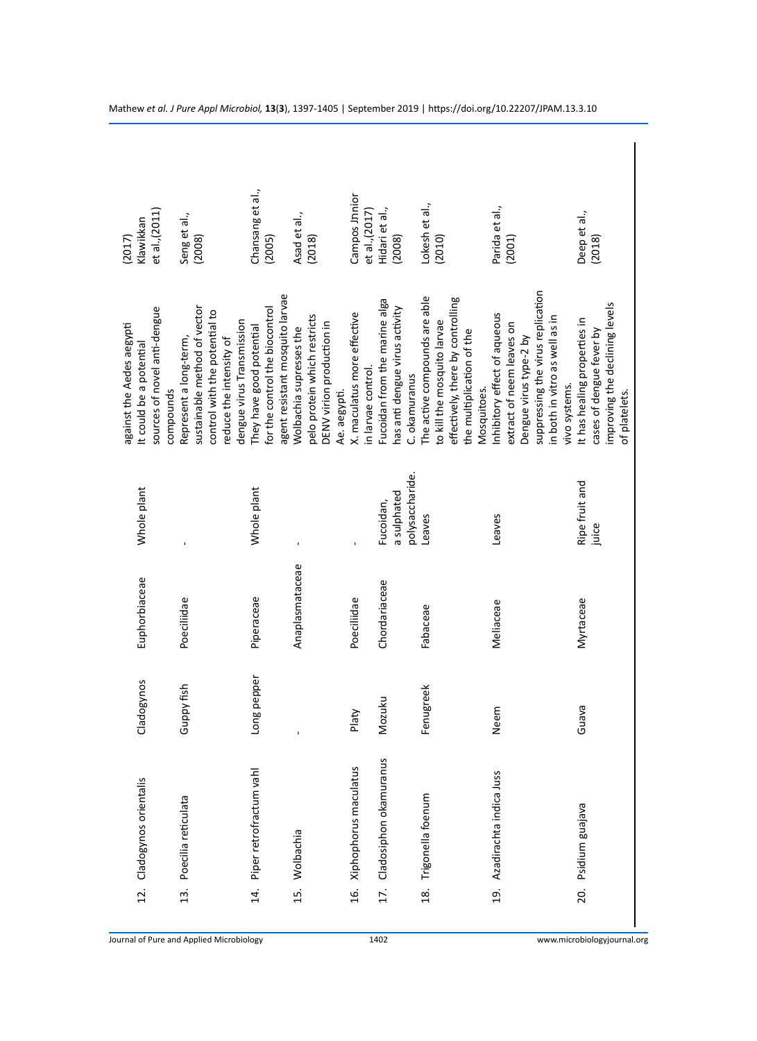| | | | | | | |
|---|---|---|---|---|---|---|
| | | | | | against the Aedes aegypti | (2017) |
| 12. | Cladogynos orientalis | Cladogynos | Euphorbiaceae | Whole plant | It could be a potential sources of novel anti-dengue compounds | Klawikkan et al.,(2011) |
| 13. | Poecilia reticulata | Guppy fish | Poeciliidae | - | Represent a long-term, sustainable method of vector control with the potential to reduce the intensity of dengue virus Transmission | Seng et al., (2008) |
| 14. | Piper retrofractum vahl | Long pepper | Piperaceae | Whole plant | They have good potential for the control the biocontrol agent resistant mosquito larvae | Chansang et al., (2005) |
| 15. | Wolbachia | - | Anaplasmataceae | - | Wolbachia supresses the pelo protein which restricts DENV virion production in Ae. aegypti. | Asad et al., (2018) |
| 16. | Xiphophorus maculatus | Platy | Poeciliidae | - | X. maculatus more effective in larvae control. | Campos Jnnior et al.,(2017) |
| 17. | Cladosiphon okamuranus | Mozuku | Chordariaceae | Fucoidan, a sulphated polysaccharide. | Fucoidan from the marine alga has anti dengue virus activity C. okamuranus | Hidari et al., (2008) |
| 18. | Trigonella foenum | Fenugreek | Fabaceae | Leaves | The active compounds are able to kill the mosquito larvae effectively, there by controlling the multiplication of the Mosquitoes. | Lokesh et al., (2010) |
| 19. | Azadirachta indica Juss | Neem | Meliaceae | Leaves | Inhibitory effect of aqueous extract of neem leaves on Dengue virus type-2 by suppressing the virus replication in both in vitro as well as in vivo systems. | Parida et al., (2001) |
| 20. | Psidium guajava | Guava | Myrtaceae | Ripe fruit and juice | It has healing properties in cases of dengue fever by improving the declining levels of platelets. | Deep et al., (2018) |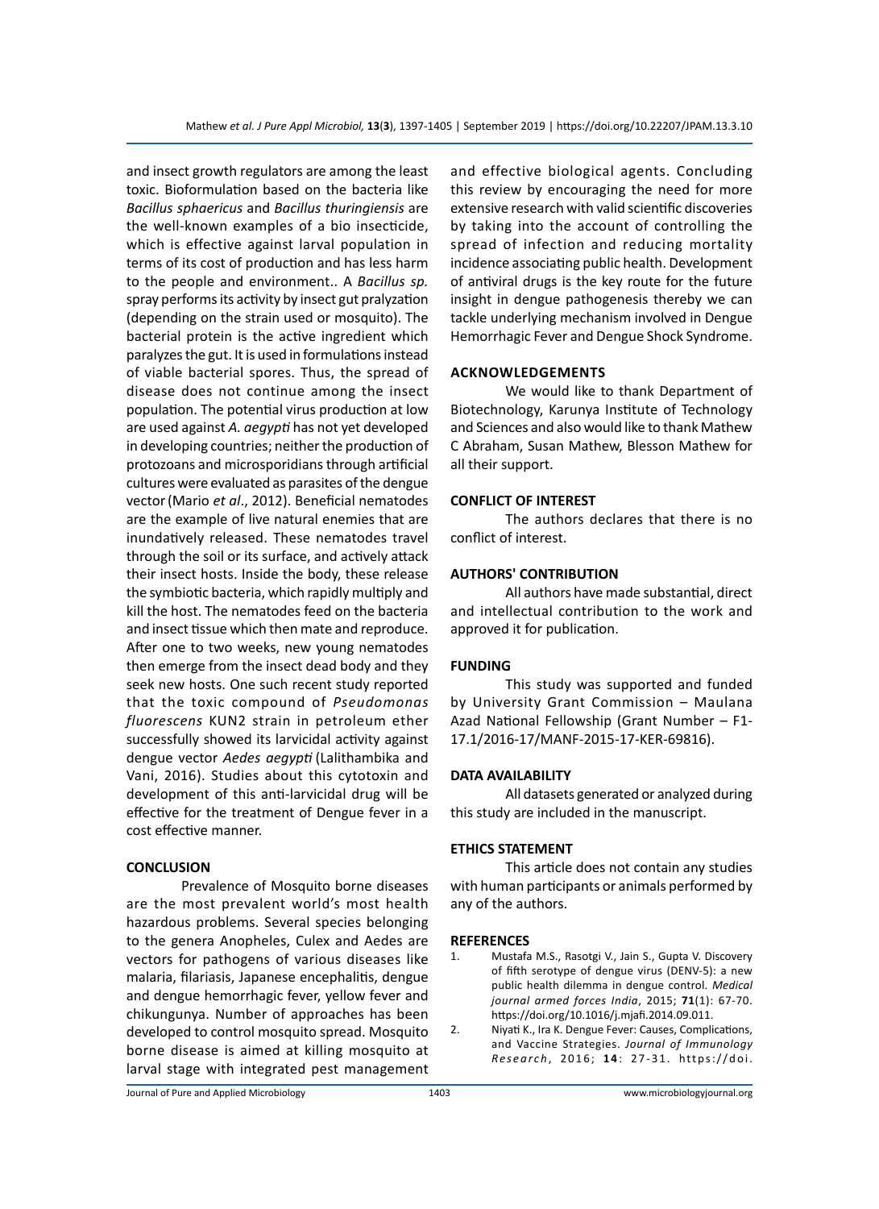and insect growth regulators are among the least toxic. Bioformulation based on the bacteria like *Bacillus sphaericus* and *Bacillus thuringiensis* are the well-known examples of a bio insecticide, which is effective against larval population in terms of its cost of production and has less harm to the people and environment.. A *Bacillus sp.* spray performs its activity by insect gut pralyzation (depending on the strain used or mosquito). The bacterial protein is the active ingredient which paralyzes the gut. It is used in formulations instead of viable bacterial spores. Thus, the spread of disease does not continue among the insect population. The potential virus production at low are used against *A. aegypti* has not yet developed in developing countries; neither the production of protozoans and microsporidians through artificial cultures were evaluated as parasites of the dengue vector (Mario *et al*., 2012). Beneficial nematodes are the example of live natural enemies that are inundatively released. These nematodes travel through the soil or its surface, and actively attack their insect hosts. Inside the body, these release the symbiotic bacteria, which rapidly multiply and kill the host. The nematodes feed on the bacteria and insect tissue which then mate and reproduce. After one to two weeks, new young nematodes then emerge from the insect dead body and they seek new hosts. One such recent study reported that the toxic compound of *Pseudomonas fluorescens* KUN2 strain in petroleum ether successfully showed its larvicidal activity against dengue vector *Aedes aegypti* (Lalithambika and Vani, 2016). Studies about this cytotoxin and development of this anti-larvicidal drug will be effective for the treatment of Dengue fever in a cost effective manner.

## CONCLUSION

Prevalence of Mosquito borne diseases are the most prevalent world's most health hazardous problems. Several species belonging to the genera Anopheles, Culex and Aedes are vectors for pathogens of various diseases like malaria, filariasis, Japanese encephalitis, dengue and dengue hemorrhagic fever, yellow fever and chikungunya. Number of approaches has been developed to control mosquito spread. Mosquito borne disease is aimed at killing mosquito at larval stage with integrated pest management and effective biological agents. Concluding this review by encouraging the need for more extensive research with valid scientific discoveries by taking into the account of controlling the spread of infection and reducing mortality incidence associating public health. Development of antiviral drugs is the key route for the future insight in dengue pathogenesis thereby we can tackle underlying mechanism involved in Dengue Hemorrhagic Fever and Dengue Shock Syndrome.

## ACKNOWLEDGEMENTS

We would like to thank Department of Biotechnology, Karunya Institute of Technology and Sciences and also would like to thank Mathew C Abraham, Susan Mathew, Blesson Mathew for all their support.

## CONFLICT OF INTEREST

The authors declares that there is no conflict of interest.

## AUTHORS' CONTRIBUTION

All authors have made substantial, direct and intellectual contribution to the work and approved it for publication.

## FUNDING

This study was supported and funded by University Grant Commission – Maulana Azad National Fellowship (Grant Number – F1-17.1/2016-17/MANF-2015-17-KER-69816).

## DATA AVAILABILITY

All datasets generated or analyzed during this study are included in the manuscript.

## ETHICS STATEMENT

This article does not contain any studies with human participants or animals performed by any of the authors.

## REFERENCES

1. Mustafa M.S., Rasotgi V., Jain S., Gupta V. Discovery of fifth serotype of dengue virus (DENV-5): a new public health dilemma in dengue control. *Medical journal armed forces India*, 2015; **71**(1): 67-70. https://doi.org/10.1016/j.mjafi.2014.09.011.
2. Niyati K., Ira K. Dengue Fever: Causes, Complications, and Vaccine Strategies. *Journal of Immunology Research*, 2016; **14**: 27-31. https://doi.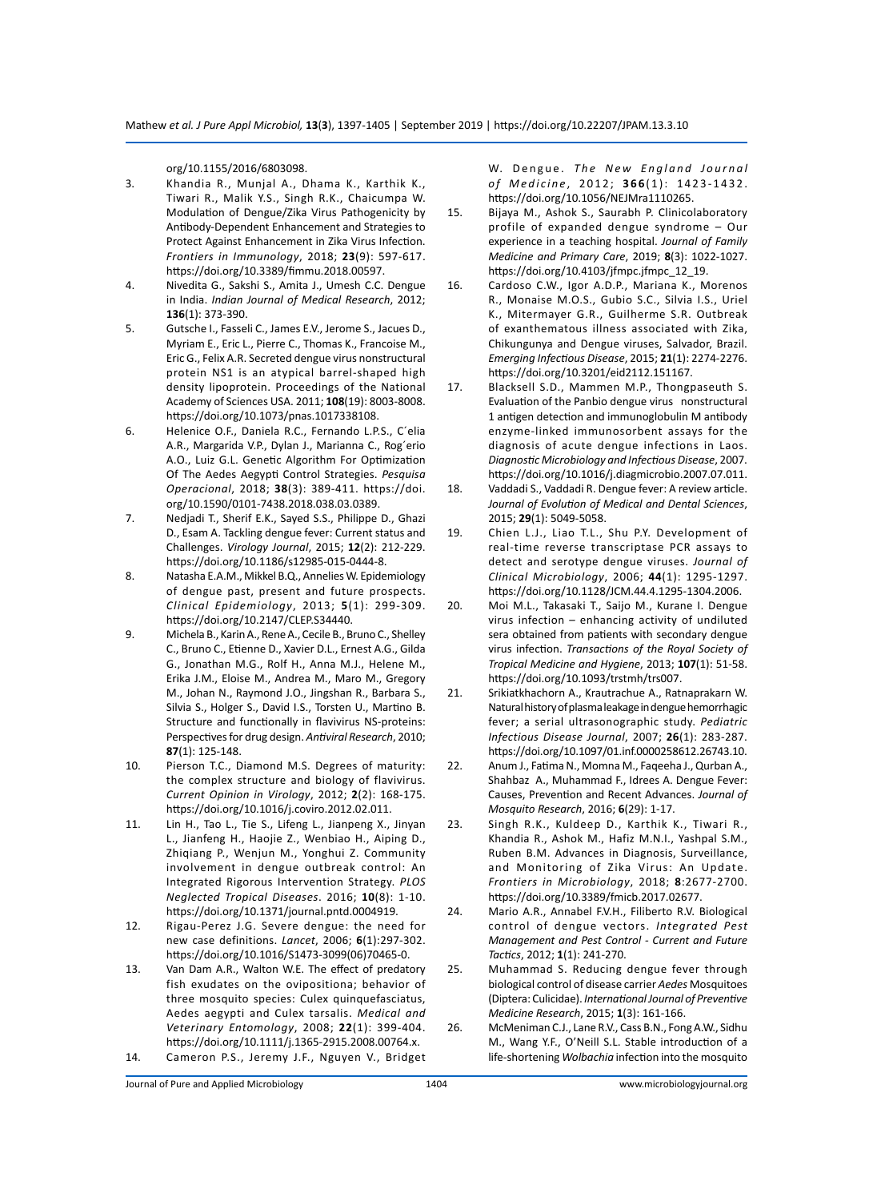org/10.1155/2016/6803098.

3. Khandia R., Munjal A., Dhama K., Karthik K., Tiwari R., Malik Y.S., Singh R.K., Chaicumpa W. Modulation of Dengue/Zika Virus Pathogenicity by Antibody-Dependent Enhancement and Strategies to Protect Against Enhancement in Zika Virus Infection. *Frontiers in Immunology*, 2018; **23**(9): 597-617. https://doi.org/10.3389/fimmu.2018.00597.
4. Nivedita G., Sakshi S., Amita J., Umesh C.C. Dengue in India. *Indian Journal of Medical Research*, 2012; **136**(1): 373-390.
5. Gutsche I., Fasseli C., James E.V., Jerome S., Jacues D., Myriam E., Eric L., Pierre C., Thomas K., Francoise M., Eric G., Felix A.R. Secreted dengue virus nonstructural protein NS1 is an atypical barrel-shaped high density lipoprotein. Proceedings of the National Academy of Sciences USA. 2011; **108**(19): 8003-8008. https://doi.org/10.1073/pnas.1017338108.
6. Helenice O.F., Daniela R.C., Fernando L.P.S., C´elia A.R., Margarida V.P., Dylan J., Marianna C., Rog´erio A.O., Luiz G.L. Genetic Algorithm For Optimization Of The Aedes Aegypti Control Strategies. *Pesquisa Operacional*, 2018; **38**(3): 389-411. https://doi.org/10.1590/0101-7438.2018.038.03.0389.
7. Nedjadi T., Sherif E.K., Sayed S.S., Philippe D., Ghazi D., Esam A. Tackling dengue fever: Current status and Challenges. *Virology Journal*, 2015; **12**(2): 212-229. https://doi.org/10.1186/s12985-015-0444-8.
8. Natasha E.A.M., Mikkel B.Q., Annelies W. Epidemiology of dengue past, present and future prospects. *Clinical Epidemiology*, 2013; **5**(1): 299-309. https://doi.org/10.2147/CLEP.S34440.
9. Michela B., Karin A., Rene A., Cecile B., Bruno C., Shelley C., Bruno C., Etienne D., Xavier D.L., Ernest A.G., Gilda G., Jonathan M.G., Rolf H., Anna M.J., Helene M., Erika J.M., Eloise M., Andrea M., Maro M., Gregory M., Johan N., Raymond J.O., Jingshan R., Barbara S., Silvia S., Holger S., David I.S., Torsten U., Martino B. Structure and functionally in flavivirus NS-proteins: Perspectives for drug design. *Antiviral Research*, 2010; **87**(1): 125-148.
10. Pierson T.C., Diamond M.S. Degrees of maturity: the complex structure and biology of flavivirus. *Current Opinion in Virology*, 2012; **2**(2): 168-175. https://doi.org/10.1016/j.coviro.2012.02.011.
11. Lin H., Tao L., Tie S., Lifeng L., Jianpeng X., Jinyan L., Jianfeng H., Haojie Z., Wenbiao H., Aiping D., Zhiqiang P., Wenjun M., Yonghui Z. Community involvement in dengue outbreak control: An Integrated Rigorous Intervention Strategy. *PLOS Neglected Tropical Diseases*. 2016; **10**(8): 1-10. https://doi.org/10.1371/journal.pntd.0004919.
12. Rigau-Perez J.G. Severe dengue: the need for new case definitions. *Lancet*, 2006; **6**(1):297-302. https://doi.org/10.1016/S1473-3099(06)70465-0.
13. Van Dam A.R., Walton W.E. The effect of predatory fish exudates on the ovipositiona; behavior of three mosquito species: Culex quinquefasciatus, Aedes aegypti and Culex tarsalis. *Medical and Veterinary Entomology*, 2008; **22**(1): 399-404. https://doi.org/10.1111/j.1365-2915.2008.00764.x.
14. Cameron P.S., Jeremy J.F., Nguyen V., Bridget W. Dengue. *The New England Journal of Medicine*, 2012; **366**(1): 1423-1432. https://doi.org/10.1056/NEJMra1110265.
15. Bijaya M., Ashok S., Saurabh P. Clinicolaboratory profile of expanded dengue syndrome – Our experience in a teaching hospital. *Journal of Family Medicine and Primary Care*, 2019; **8**(3): 1022-1027. https://doi.org/10.4103/jfmpc.jfmpc_12_19.
16. Cardoso C.W., Igor A.D.P., Mariana K., Morenos R., Monaise M.O.S., Gubio S.C., Silvia I.S., Uriel K., Mitermayer G.R., Guilherme S.R. Outbreak of exanthematous illness associated with Zika, Chikungunya and Dengue viruses, Salvador, Brazil. *Emerging Infectious Disease*, 2015; **21**(1): 2274-2276. https://doi.org/10.3201/eid2112.151167.
17. Blacksell S.D., Mammen M.P., Thongpaseuth S. Evaluation of the Panbio dengue virus nonstructural 1 antigen detection and immunoglobulin M antibody enzyme-linked immunosorbent assays for the diagnosis of acute dengue infections in Laos. *Diagnostic Microbiology and Infectious Disease*, 2007. https://doi.org/10.1016/j.diagmicrobio.2007.07.011.
18. Vaddadi S., Vaddadi R. Dengue fever: A review article. *Journal of Evolution of Medical and Dental Sciences*, 2015; **29**(1): 5049-5058.
19. Chien L.J., Liao T.L., Shu P.Y. Development of real-time reverse transcriptase PCR assays to detect and serotype dengue viruses. *Journal of Clinical Microbiology*, 2006; **44**(1): 1295-1297. https://doi.org/10.1128/JCM.44.4.1295-1304.2006.
20. Moi M.L., Takasaki T., Saijo M., Kurane I. Dengue virus infection – enhancing activity of undiluted sera obtained from patients with secondary dengue virus infection. *Transactions of the Royal Society of Tropical Medicine and Hygiene*, 2013; **107**(1): 51-58. https://doi.org/10.1093/trstmh/trs007.
21. Srikiatkhachorn A., Krautrachue A., Ratnaprakarn W. Natural history of plasma leakage in dengue hemorrhagic fever; a serial ultrasonographic study. *Pediatric Infectious Disease Journal*, 2007; **26**(1): 283-287. https://doi.org/10.1097/01.inf.0000258612.26743.10.
22. Anum J., Fatima N., Momna M., Faqeeha J., Qurban A., Shahbaz A., Muhammad F., Idrees A. Dengue Fever: Causes, Prevention and Recent Advances. *Journal of Mosquito Research*, 2016; **6**(29): 1-17.
23. Singh R.K., Kuldeep D., Karthik K., Tiwari R., Khandia R., Ashok M., Hafiz M.N.I., Yashpal S.M., Ruben B.M. Advances in Diagnosis, Surveillance, and Monitoring of Zika Virus: An Update. *Frontiers in Microbiology*, 2018; **8**:2677-2700. https://doi.org/10.3389/fmicb.2017.02677.
24. Mario A.R., Annabel F.V.H., Filiberto R.V. Biological control of dengue vectors. *Integrated Pest Management and Pest Control - Current and Future Tactics*, 2012; **1**(1): 241-270.
25. Muhammad S. Reducing dengue fever through biological control of disease carrier *Aedes* Mosquitoes (Diptera: Culicidae). *International Journal of Preventive Medicine Research*, 2015; **1**(3): 161-166.
26. McMeniman C.J., Lane R.V., Cass B.N., Fong A.W., Sidhu M., Wang Y.F., O'Neill S.L. Stable introduction of a life-shortening *Wolbachia* infection into the mosquito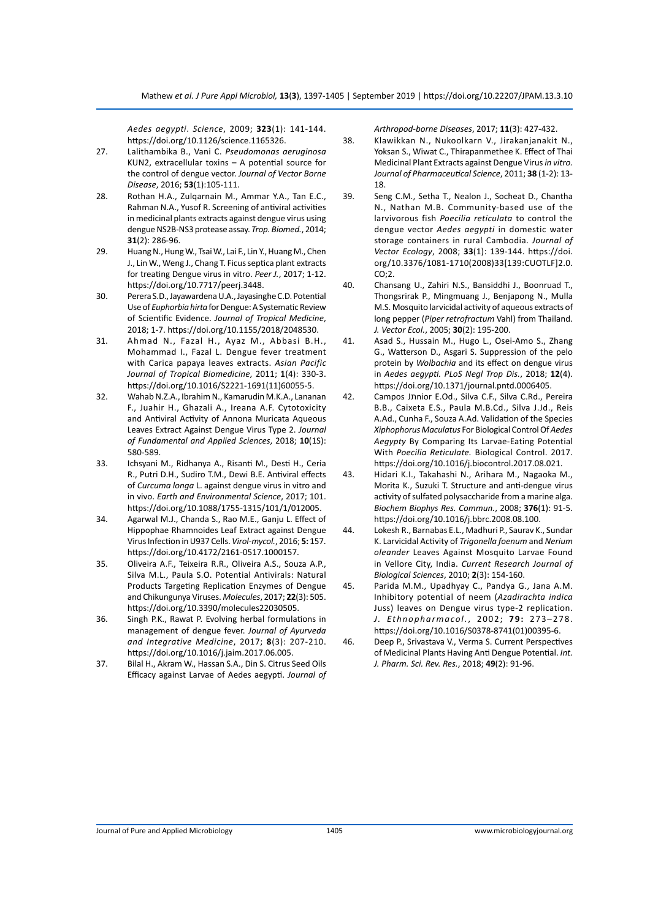*Aedes aegypti*. *Science*, 2009; **323**(1): 141-144. https://doi.org/10.1126/science.1165326.

27. Lalithambika B., Vani C. *Pseudomonas aeruginosa* KUN2, extracellular toxins – A potential source for the control of dengue vector. *Journal of Vector Borne Disease*, 2016; **53**(1):105-111.
28. Rothan H.A., Zulqarnain M., Ammar Y.A., Tan E.C., Rahman N.A., Yusof R. Screening of antiviral activities in medicinal plants extracts against dengue virus using dengue NS2B-NS3 protease assay. *Trop. Biomed.*, 2014; **31**(2): 286-96.
29. Huang N., Hung W., Tsai W., Lai F., Lin Y., Huang M., Chen J., Lin W., Weng J., Chang T. Ficus septica plant extracts for treating Dengue virus in vitro. *Peer J.*, 2017; 1-12. https://doi.org/10.7717/peerj.3448.
30. Perera S.D., Jayawardena U.A., Jayasinghe C.D. Potential Use of *Euphorbia hirta* for Dengue: A Systematic Review of Scientific Evidence. *Journal of Tropical Medicine*, 2018; 1-7. https://doi.org/10.1155/2018/2048530.
31. Ahmad N., Fazal H., Ayaz M., Abbasi B.H., Mohammad I., Fazal L. Dengue fever treatment with Carica papaya leaves extracts. *Asian Pacific Journal of Tropical Biomedicine*, 2011; **1**(4): 330-3. https://doi.org/10.1016/S2221-1691(11)60055-5.
32. Wahab N.Z.A., Ibrahim N., Kamarudin M.K.A., Lananan F., Juahir H., Ghazali A., Ireana A.F. Cytotoxicity and Antiviral Activity of Annona Muricata Aqueous Leaves Extract Against Dengue Virus Type 2. *Journal of Fundamental and Applied Sciences*, 2018; **10**(1S): 580-589.
33. Ichsyani M., Ridhanya A., Risanti M., Desti H., Ceria R., Putri D.H., Sudiro T.M., Dewi B.E. Antiviral effects of *Curcuma longa* L. against dengue virus in vitro and in vivo. *Earth and Environmental Science*, 2017; 101. https://doi.org/10.1088/1755-1315/101/1/012005.
34. Agarwal M.J., Chanda S., Rao M.E., Ganju L. Effect of Hippophae Rhamnoides Leaf Extract against Dengue Virus Infection in U937 Cells. *Virol-mycol.*, 2016; **5:** 157. https://doi.org/10.4172/2161-0517.1000157.
35. Oliveira A.F., Teixeira R.R., Oliveira A.S., Souza A.P., Silva M.L., Paula S.O. Potential Antivirals: Natural Products Targeting Replication Enzymes of Dengue and Chikungunya Viruses. *Molecules*, 2017; **22**(3): 505. https://doi.org/10.3390/molecules22030505.
36. Singh P.K., Rawat P. Evolving herbal formulations in management of dengue fever. *Journal of Ayurveda and Integrative Medicine*, 2017; **8**(3): 207-210. https://doi.org/10.1016/j.jaim.2017.06.005.
37. Bilal H., Akram W., Hassan S.A., Din S. Citrus Seed Oils Efficacy against Larvae of Aedes aegypti. *Journal of Arthropod-borne Diseases*, 2017; **11**(3): 427-432.
38. Klawikkan N., Nukoolkarn V., Jirakanjanakit N., Yoksan S., Wiwat C., Thirapanmethee K. Effect of Thai Medicinal Plant Extracts against Dengue Virus *in vitro. Journal of Pharmaceutical Science*, 2011; **38** (1-2): 13-18.
39. Seng C.M., Setha T., Nealon J., Socheat D., Chantha N., Nathan M.B. Community-based use of the larvivorous fish *Poecilia reticulata* to control the dengue vector *Aedes aegypti* in domestic water storage containers in rural Cambodia. *Journal of Vector Ecology*, 2008; **33**(1): 139-144. https://doi.org/10.3376/1081-1710(2008)33[139:CUOTLF]2.0.CO;2.
40. Chansang U., Zahiri N.S., Bansiddhi J., Boonruad T., Thongsrirak P., Mingmuang J., Benjapong N., Mulla M.S. Mosquito larvicidal activity of aqueous extracts of long pepper (*Piper retrofractum* Vahl) from Thailand. *J. Vector Ecol.*, 2005; **30**(2): 195-200.
41. Asad S., Hussain M., Hugo L., Osei-Amo S., Zhang G., Watterson D., Asgari S. Suppression of the pelo protein by *Wolbachia* and its effect on dengue virus in *Aedes aegypti. PLoS Negl Trop Dis.*, 2018; **12**(4). https://doi.org/10.1371/journal.pntd.0006405.
42. Campos JΠnior E.Od., Silva C.F., Silva C.Rd., Pereira B.B., Caixeta E.S., Paula M.B.Cd., Silva J.Jd., Reis A.Ad., Cunha F., Souza A.Ad. Validation of the Species *Xiphophorus Maculatus* For Biological Control Of *Aedes Aegypty* By Comparing Its Larvae-Eating Potential With *Poecilia Reticulate.* Biological Control. 2017. https://doi.org/10.1016/j.biocontrol.2017.08.021.
43. Hidari K.I., Takahashi N., Arihara M., Nagaoka M., Morita K., Suzuki T. Structure and anti-dengue virus activity of sulfated polysaccharide from a marine alga. *Biochem Biophys Res. Commun.*, 2008; **376**(1): 91-5. https://doi.org/10.1016/j.bbrc.2008.08.100.
44. Lokesh R., Barnabas E.L., Madhuri P., Saurav K., Sundar K. Larvicidal Activity of *Trigonella foenum* and *Nerium oleander* Leaves Against Mosquito Larvae Found in Vellore City, India. *Current Research Journal of Biological Sciences*, 2010; **2**(3): 154-160.
45. Parida M.M., Upadhyay C., Pandya G., Jana A.M. Inhibitory potential of neem (*Azadirachta indica* Juss) leaves on Dengue virus type-2 replication. *J. Ethnopharmacol.*, 2002; **79:** 273–278. https://doi.org/10.1016/S0378-8741(01)00395-6.
46. Deep P., Srivastava V., Verma S. Current Perspectives of Medicinal Plants Having Anti Dengue Potential. *Int. J. Pharm. Sci. Rev. Res.*, 2018; **49**(2): 91-96.